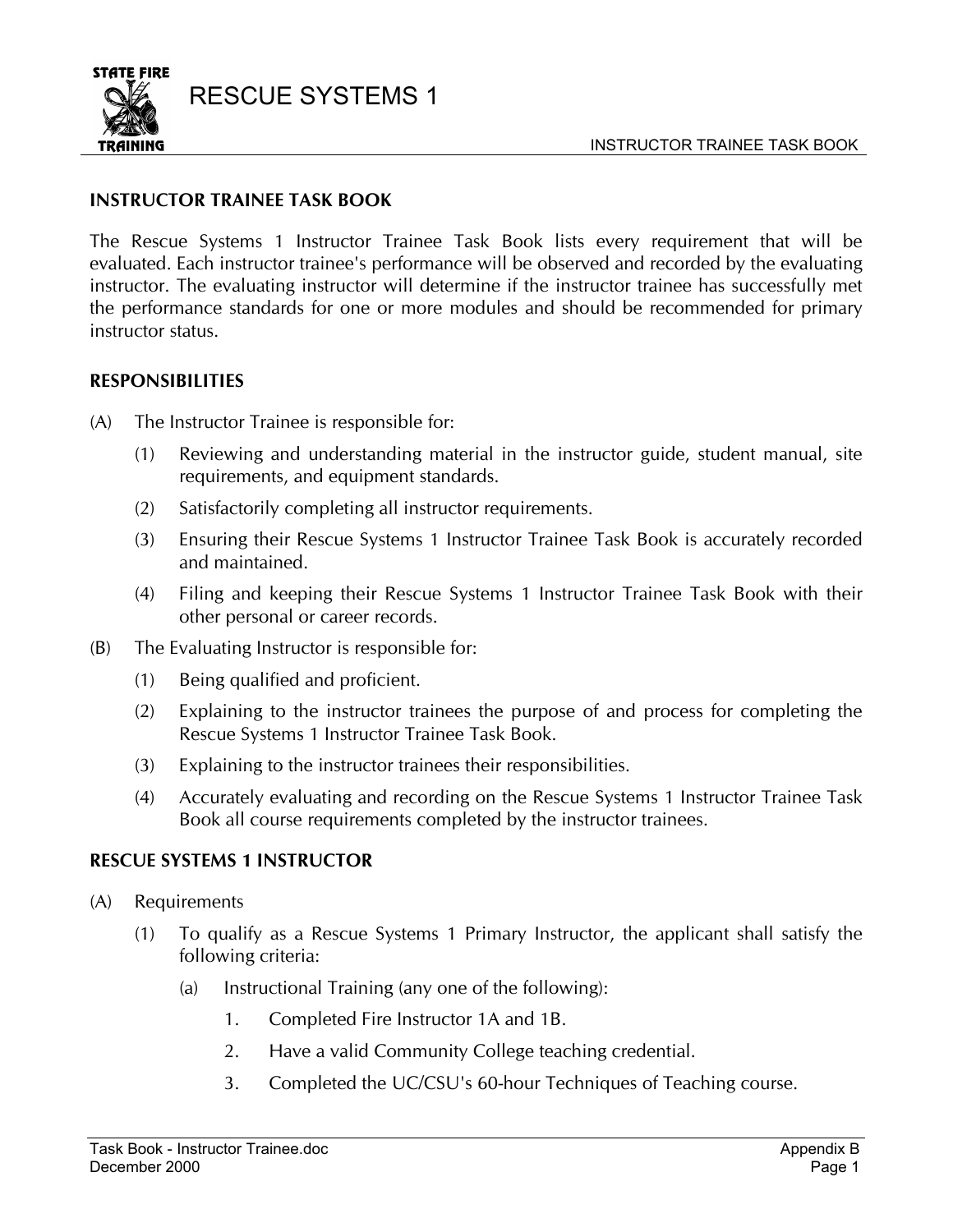# RESCUE SYSTEMS 1

## INSTRUCTOR TRAINEE TASK BOOK

The Rescue Systems 1 Instructor Trainee Task Book lists every requirement that will be evaluated. Each instructor trainee's performance will be observed and recorded by the evaluating instructor. The evaluating instructor will determine if the instructor trainee has successfully met the performance standards for one or more modules and should be recommended for primary instructor status.

## RESPONSIBILITIES

(A) The Instructor Trainee is responsible for:

  (1) Reviewing and understanding material in the instructor guide, student manual, site requirements, and equipment standards.

  (2) Satisfactorily completing all instructor requirements.

  (3) Ensuring their Rescue Systems 1 Instructor Trainee Task Book is accurately recorded and maintained.

  (4) Filing and keeping their Rescue Systems 1 Instructor Trainee Task Book with their other personal or career records.

(B) The Evaluating Instructor is responsible for:

  (1) Being qualified and proficient.

  (2) Explaining to the instructor trainees the purpose of and process for completing the Rescue Systems 1 Instructor Trainee Task Book.

  (3) Explaining to the instructor trainees their responsibilities.

  (4) Accurately evaluating and recording on the Rescue Systems 1 Instructor Trainee Task Book all course requirements completed by the instructor trainees.

## RESCUE SYSTEMS 1 INSTRUCTOR

(A) Requirements

  (1) To qualify as a Rescue Systems 1 Primary Instructor, the applicant shall satisfy the following criteria:

    (a) Instructional Training (any one of the following):

      1. Completed Fire Instructor 1A and 1B.

      2. Have a valid Community College teaching credential.

      3. Completed the UC/CSU's 60-hour Techniques of Teaching course.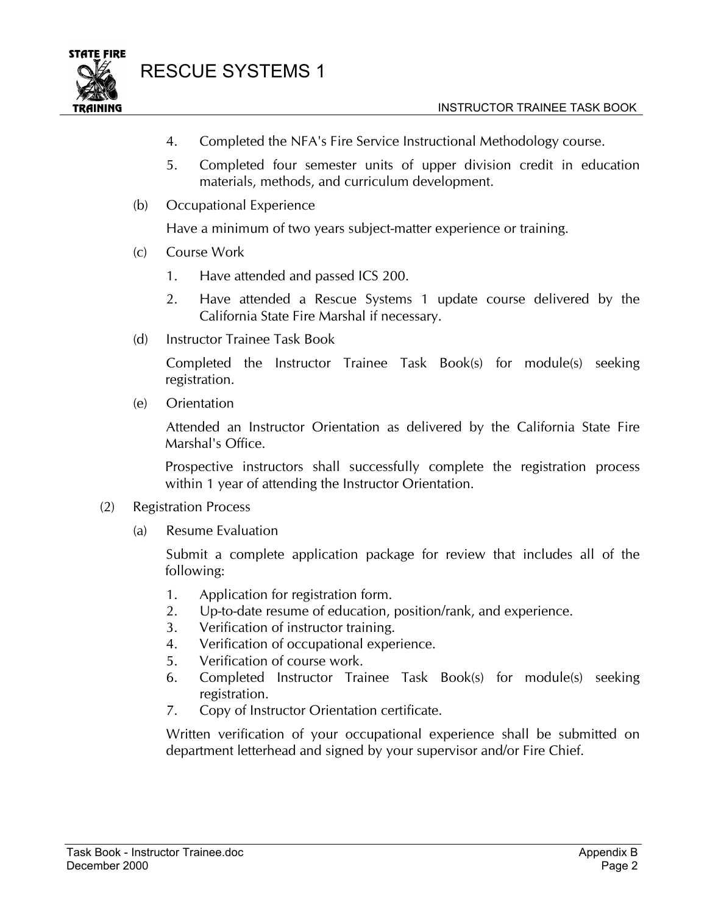4. Completed the NFA's Fire Service Instructional Methodology course.
5. Completed four semester units of upper division credit in education materials, methods, and curriculum development.

(b) Occupational Experience

Have a minimum of two years subject-matter experience or training.

(c) Course Work

1. Have attended and passed ICS 200.
2. Have attended a Rescue Systems 1 update course delivered by the California State Fire Marshal if necessary.

(d) Instructor Trainee Task Book

Completed the Instructor Trainee Task Book(s) for module(s) seeking registration.

(e) Orientation

Attended an Instructor Orientation as delivered by the California State Fire Marshal's Office.

Prospective instructors shall successfully complete the registration process within 1 year of attending the Instructor Orientation.

(2) Registration Process

(a) Resume Evaluation

Submit a complete application package for review that includes all of the following:

1. Application for registration form.
2. Up-to-date resume of education, position/rank, and experience.
3. Verification of instructor training.
4. Verification of occupational experience.
5. Verification of course work.
6. Completed Instructor Trainee Task Book(s) for module(s) seeking registration.
7. Copy of Instructor Orientation certificate.

Written verification of your occupational experience shall be submitted on department letterhead and signed by your supervisor and/or Fire Chief.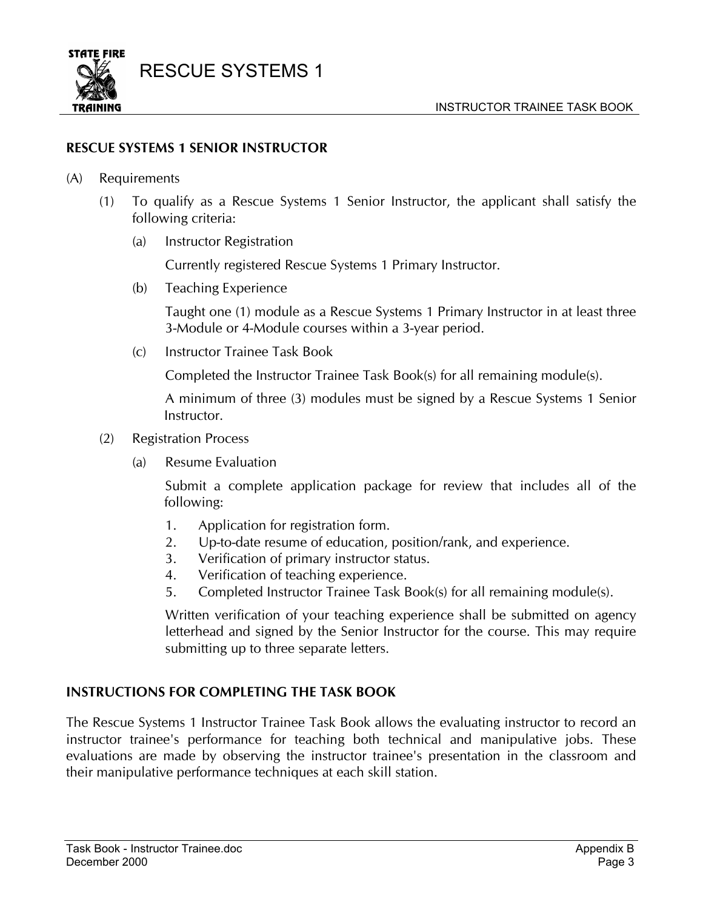## RESCUE SYSTEMS 1 SENIOR INSTRUCTOR

(A) Requirements

(1) To qualify as a Rescue Systems 1 Senior Instructor, the applicant shall satisfy the following criteria:

(a) Instructor Registration

Currently registered Rescue Systems 1 Primary Instructor.

(b) Teaching Experience

Taught one (1) module as a Rescue Systems 1 Primary Instructor in at least three 3-Module or 4-Module courses within a 3-year period.

(c) Instructor Trainee Task Book

Completed the Instructor Trainee Task Book(s) for all remaining module(s).

A minimum of three (3) modules must be signed by a Rescue Systems 1 Senior Instructor.

(2) Registration Process

(a) Resume Evaluation

Submit a complete application package for review that includes all of the following:

1. Application for registration form.
2. Up-to-date resume of education, position/rank, and experience.
3. Verification of primary instructor status.
4. Verification of teaching experience.
5. Completed Instructor Trainee Task Book(s) for all remaining module(s).

Written verification of your teaching experience shall be submitted on agency letterhead and signed by the Senior Instructor for the course. This may require submitting up to three separate letters.

## INSTRUCTIONS FOR COMPLETING THE TASK BOOK

The Rescue Systems 1 Instructor Trainee Task Book allows the evaluating instructor to record an instructor trainee's performance for teaching both technical and manipulative jobs. These evaluations are made by observing the instructor trainee's presentation in the classroom and their manipulative performance techniques at each skill station.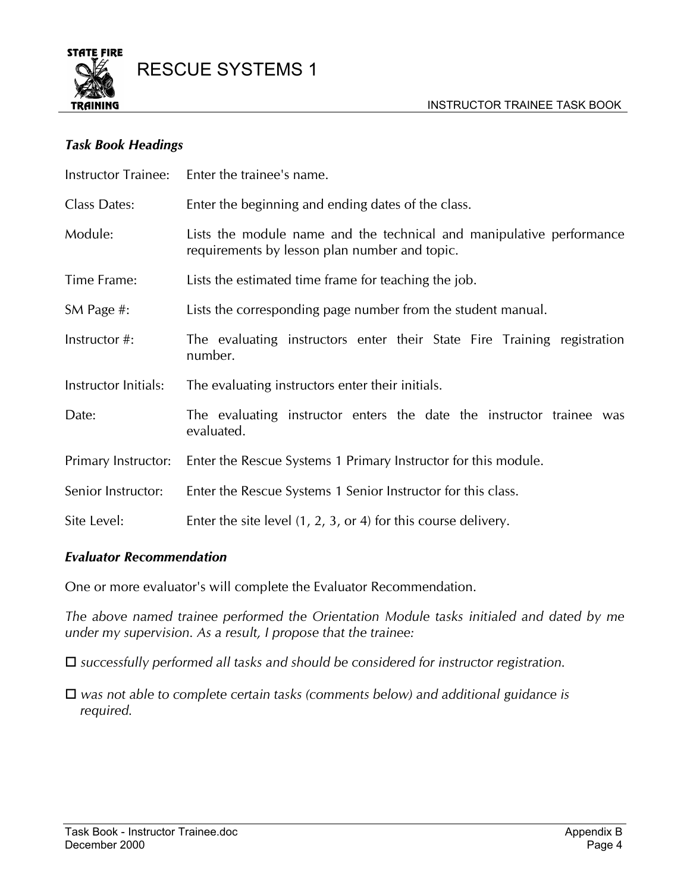### *Task Book Headings*

| | |
|---|---|
| Instructor Trainee: | Enter the trainee's name. |
| Class Dates: | Enter the beginning and ending dates of the class. |
| Module: | Lists the module name and the technical and manipulative performance requirements by lesson plan number and topic. |
| Time Frame: | Lists the estimated time frame for teaching the job. |
| SM Page #: | Lists the corresponding page number from the student manual. |
| Instructor #: | The evaluating instructors enter their State Fire Training registration number. |
| Instructor Initials: | The evaluating instructors enter their initials. |
| Date: | The evaluating instructor enters the date the instructor trainee was evaluated. |
| Primary Instructor: | Enter the Rescue Systems 1 Primary Instructor for this module. |
| Senior Instructor: | Enter the Rescue Systems 1 Senior Instructor for this class. |
| Site Level: | Enter the site level (1, 2, 3, or 4) for this course delivery. |

### *Evaluator Recommendation*

One or more evaluator's will complete the Evaluator Recommendation.

*The above named trainee performed the Orientation Module tasks initialed and dated by me under my supervision. As a result, I propose that the trainee:*

☐ *successfully performed all tasks and should be considered for instructor registration.*

☐ *was not able to complete certain tasks (comments below) and additional guidance is required.*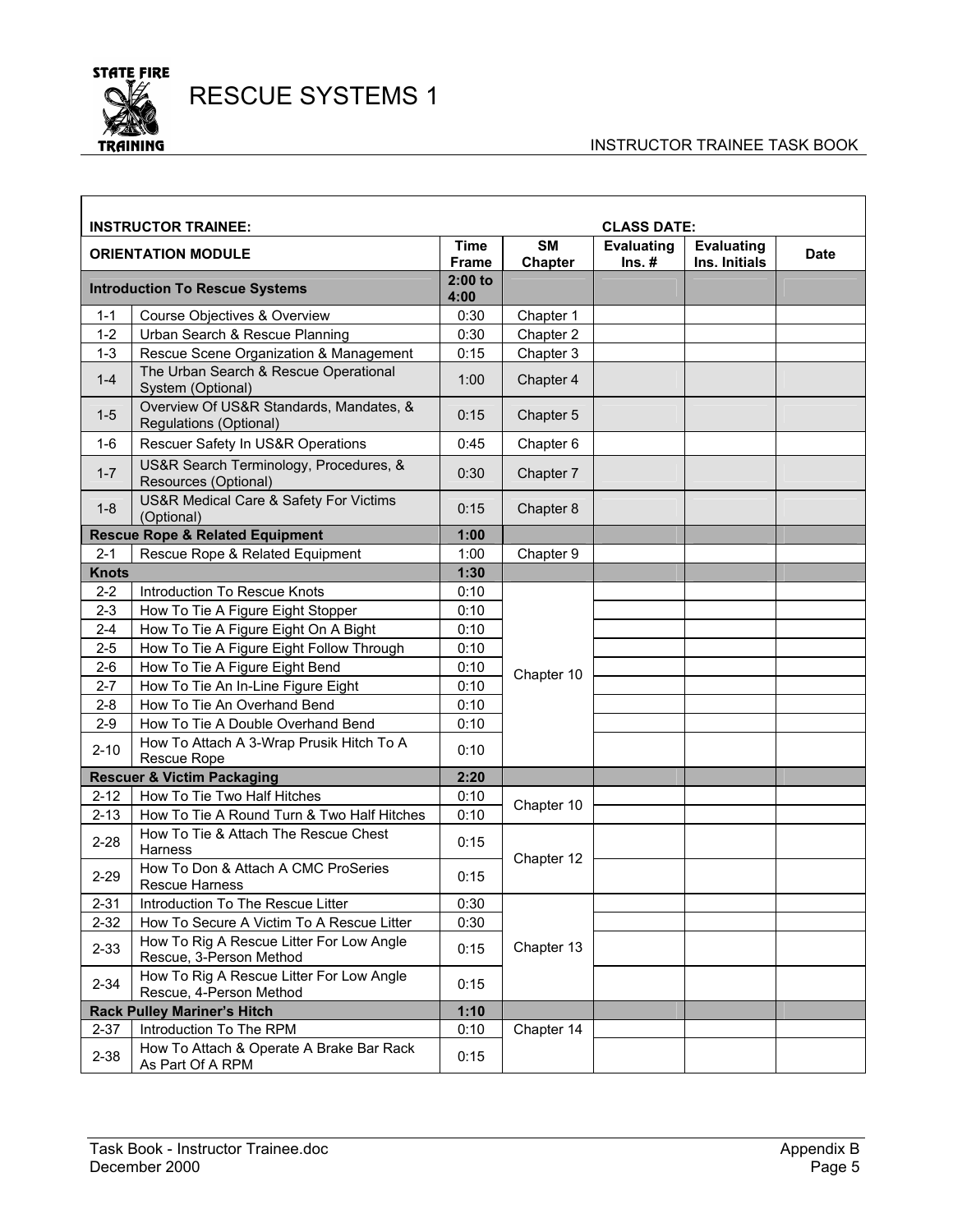# RESCUE SYSTEMS 1

INSTRUCTOR TRAINEE TASK BOOK

**INSTRUCTOR TRAINEE:** **CLASS DATE:**

| | **ORIENTATION MODULE** | **Time Frame** | **SM Chapter** | **Evaluating Ins. #** | **Evaluating Ins. Initials** | **Date** |
|---|---|---|---|---|---|---|
| **Introduction To Rescue Systems** | | **2:00 to 4:00** | | | | |
| 1-1 | Course Objectives & Overview | 0:30 | Chapter 1 | | | |
| 1-2 | Urban Search & Rescue Planning | 0:30 | Chapter 2 | | | |
| 1-3 | Rescue Scene Organization & Management | 0:15 | Chapter 3 | | | |
| 1-4 | The Urban Search & Rescue Operational System (Optional) | 1:00 | Chapter 4 | | | |
| 1-5 | Overview Of US&R Standards, Mandates, & Regulations (Optional) | 0:15 | Chapter 5 | | | |
| 1-6 | Rescuer Safety In US&R Operations | 0:45 | Chapter 6 | | | |
| 1-7 | US&R Search Terminology, Procedures, & Resources (Optional) | 0:30 | Chapter 7 | | | |
| 1-8 | US&R Medical Care & Safety For Victims (Optional) | 0:15 | Chapter 8 | | | |
| **Rescue Rope & Related Equipment** | | **1:00** | | | | |
| 2-1 | Rescue Rope & Related Equipment | 1:00 | Chapter 9 | | | |
| **Knots** | | **1:30** | | | | |
| 2-2 | Introduction To Rescue Knots | 0:10 | Chapter 10 | | | |
| 2-3 | How To Tie A Figure Eight Stopper | 0:10 | | | | |
| 2-4 | How To Tie A Figure Eight On A Bight | 0:10 | | | | |
| 2-5 | How To Tie A Figure Eight Follow Through | 0:10 | | | | |
| 2-6 | How To Tie A Figure Eight Bend | 0:10 | | | | |
| 2-7 | How To Tie An In-Line Figure Eight | 0:10 | | | | |
| 2-8 | How To Tie An Overhand Bend | 0:10 | | | | |
| 2-9 | How To Tie A Double Overhand Bend | 0:10 | | | | |
| 2-10 | How To Attach A 3-Wrap Prusik Hitch To A Rescue Rope | 0:10 | | | | |
| **Rescuer & Victim Packaging** | | **2:20** | | | | |
| 2-12 | How To Tie Two Half Hitches | 0:10 | Chapter 10 | | | |
| 2-13 | How To Tie A Round Turn & Two Half Hitches | 0:10 | | | | |
| 2-28 | How To Tie & Attach The Rescue Chest Harness | 0:15 | Chapter 12 | | | |
| 2-29 | How To Don & Attach A CMC ProSeries Rescue Harness | 0:15 | | | | |
| 2-31 | Introduction To The Rescue Litter | 0:30 | Chapter 13 | | | |
| 2-32 | How To Secure A Victim To A Rescue Litter | 0:30 | | | | |
| 2-33 | How To Rig A Rescue Litter For Low Angle Rescue, 3-Person Method | 0:15 | | | | |
| 2-34 | How To Rig A Rescue Litter For Low Angle Rescue, 4-Person Method | 0:15 | | | | |
| **Rack Pulley Mariner's Hitch** | | **1:10** | | | | |
| 2-37 | Introduction To The RPM | 0:10 | Chapter 14 | | | |
| 2-38 | How To Attach & Operate A Brake Bar Rack As Part Of A RPM | 0:15 | | | | |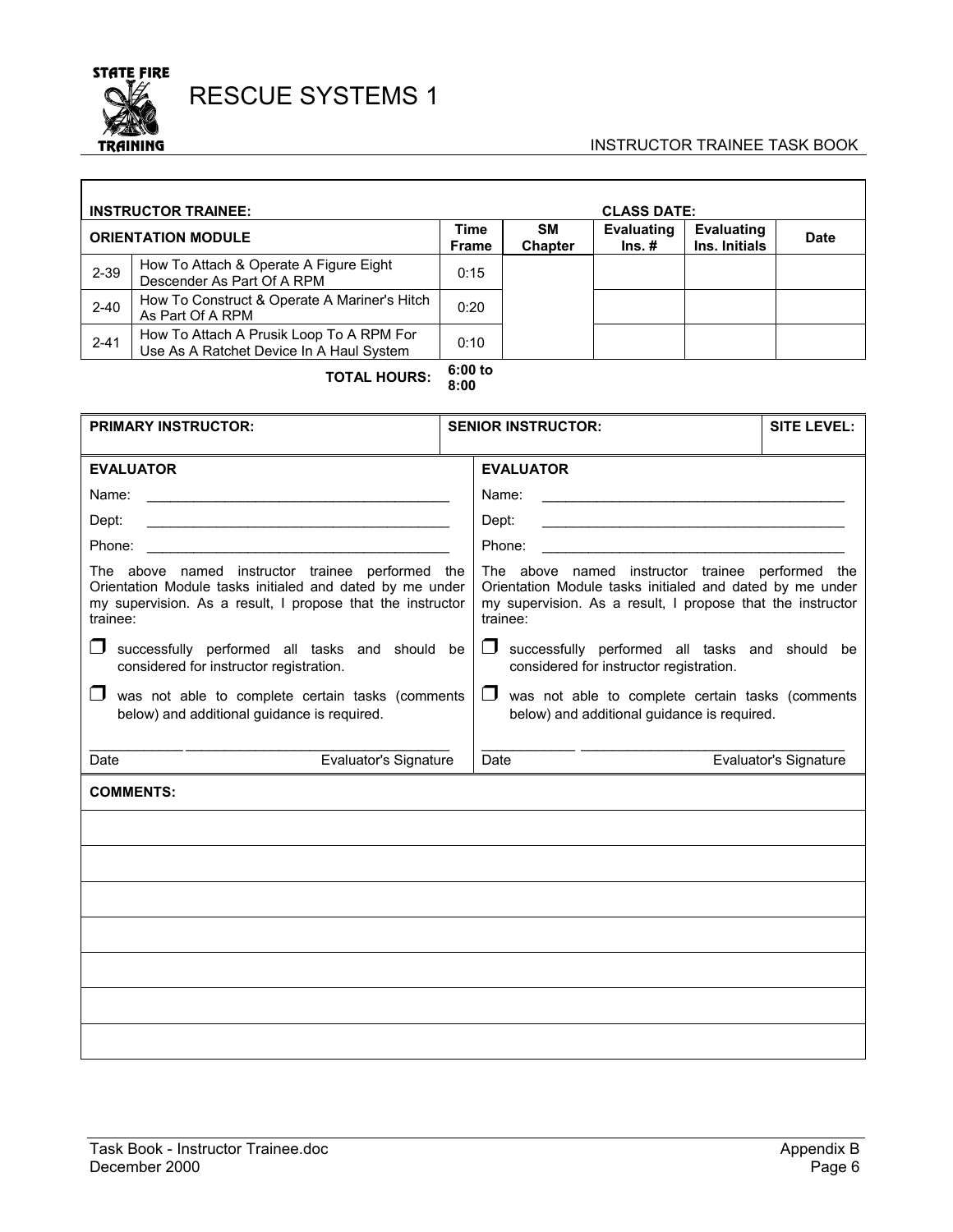# RESCUE SYSTEMS 1

INSTRUCTOR TRAINEE TASK BOOK

**INSTRUCTOR TRAINEE:** **CLASS DATE:**

| ORIENTATION MODULE | | Time Frame | SM Chapter | Evaluating Ins. # | Evaluating Ins. Initials | Date |
|---|---|---|---|---|---|---|
| 2-39 | How To Attach & Operate A Figure Eight Descender As Part Of A RPM | 0:15 | | | | |
| 2-40 | How To Construct & Operate A Mariner's Hitch As Part Of A RPM | 0:20 | | | | |
| 2-41 | How To Attach A Prusik Loop To A RPM For Use As A Ratchet Device In A Haul System | 0:10 | | | | |
| | **TOTAL HOURS:** | **6:00 to 8:00** | | | | |

| PRIMARY INSTRUCTOR: | SENIOR INSTRUCTOR: | SITE LEVEL: |
|---|---|---|
| | | |

**EVALUATOR**

Name: ________________________________________

Dept: ________________________________________

Phone: ________________________________________

The above named instructor trainee performed the Orientation Module tasks initialed and dated by me under my supervision. As a result, I propose that the instructor trainee:

- ❒ successfully performed all tasks and should be considered for instructor registration.
- ❒ was not able to complete certain tasks (comments below) and additional guidance is required.

____________ ________________________________

Date Evaluator's Signature

**EVALUATOR**

Name: ________________________________________

Dept: ________________________________________

Phone: ________________________________________

The above named instructor trainee performed the Orientation Module tasks initialed and dated by me under my supervision. As a result, I propose that the instructor trainee:

- ❒ successfully performed all tasks and should be considered for instructor registration.
- ❒ was not able to complete certain tasks (comments below) and additional guidance is required.

____________ ________________________________

Date Evaluator's Signature

**COMMENTS:**

Task Book - Instructor Trainee.doc
December 2000

Appendix B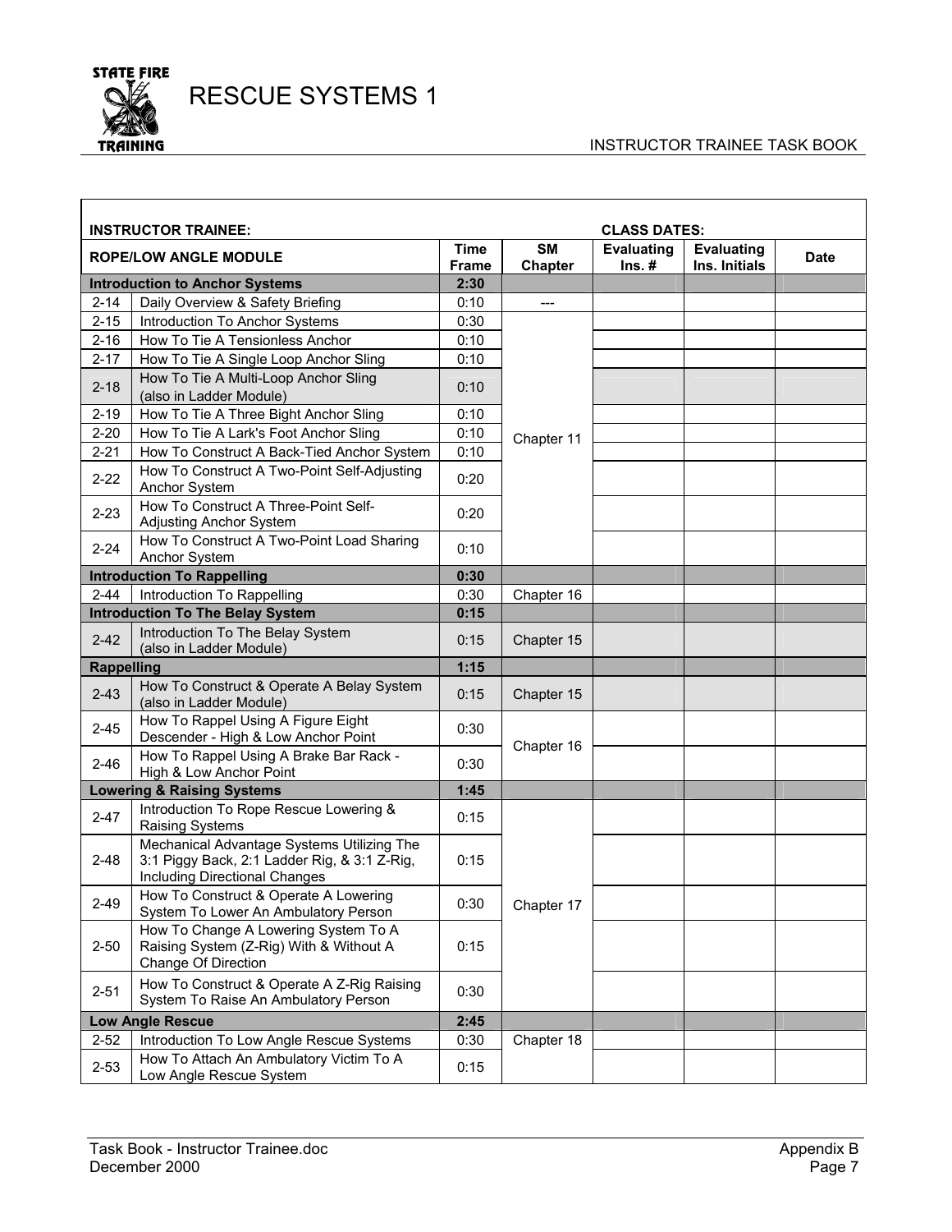# RESCUE SYSTEMS 1

INSTRUCTOR TRAINEE TASK BOOK

**INSTRUCTOR TRAINEE:** **CLASS DATES:**

| ROPE/LOW ANGLE MODULE | | Time Frame | SM Chapter | Evaluating Ins. # | Evaluating Ins. Initials | Date |
|---|---|---|---|---|---|---|
| **Introduction to Anchor Systems** | | **2:30** | | | | |
| 2-14 | Daily Overview & Safety Briefing | 0:10 | --- | | | |
| 2-15 | Introduction To Anchor Systems | 0:30 | Chapter 11 | | | |
| 2-16 | How To Tie A Tensionless Anchor | 0:10 | | | | |
| 2-17 | How To Tie A Single Loop Anchor Sling | 0:10 | | | | |
| 2-18 | How To Tie A Multi-Loop Anchor Sling (also in Ladder Module) | 0:10 | | | | |
| 2-19 | How To Tie A Three Bight Anchor Sling | 0:10 | | | | |
| 2-20 | How To Tie A Lark's Foot Anchor Sling | 0:10 | | | | |
| 2-21 | How To Construct A Back-Tied Anchor System | 0:10 | | | | |
| 2-22 | How To Construct A Two-Point Self-Adjusting Anchor System | 0:20 | | | | |
| 2-23 | How To Construct A Three-Point Self-Adjusting Anchor System | 0:20 | | | | |
| 2-24 | How To Construct A Two-Point Load Sharing Anchor System | 0:10 | | | | |
| **Introduction To Rappelling** | | **0:30** | | | | |
| 2-44 | Introduction To Rappelling | 0:30 | Chapter 16 | | | |
| **Introduction To The Belay System** | | **0:15** | | | | |
| 2-42 | Introduction To The Belay System (also in Ladder Module) | 0:15 | Chapter 15 | | | |
| **Rappelling** | | **1:15** | | | | |
| 2-43 | How To Construct & Operate A Belay System (also in Ladder Module) | 0:15 | Chapter 15 | | | |
| 2-45 | How To Rappel Using A Figure Eight Descender - High & Low Anchor Point | 0:30 | Chapter 16 | | | |
| 2-46 | How To Rappel Using A Brake Bar Rack - High & Low Anchor Point | 0:30 | | | | |
| **Lowering & Raising Systems** | | **1:45** | | | | |
| 2-47 | Introduction To Rope Rescue Lowering & Raising Systems | 0:15 | Chapter 17 | | | |
| 2-48 | Mechanical Advantage Systems Utilizing The 3:1 Piggy Back, 2:1 Ladder Rig, & 3:1 Z-Rig, Including Directional Changes | 0:15 | | | | |
| 2-49 | How To Construct & Operate A Lowering System To Lower An Ambulatory Person | 0:30 | | | | |
| 2-50 | How To Change A Lowering System To A Raising System (Z-Rig) With & Without A Change Of Direction | 0:15 | | | | |
| 2-51 | How To Construct & Operate A Z-Rig Raising System To Raise An Ambulatory Person | 0:30 | | | | |
| **Low Angle Rescue** | | **2:45** | | | | |
| 2-52 | Introduction To Low Angle Rescue Systems | 0:30 | Chapter 18 | | | |
| 2-53 | How To Attach An Ambulatory Victim To A Low Angle Rescue System | 0:15 | | | | |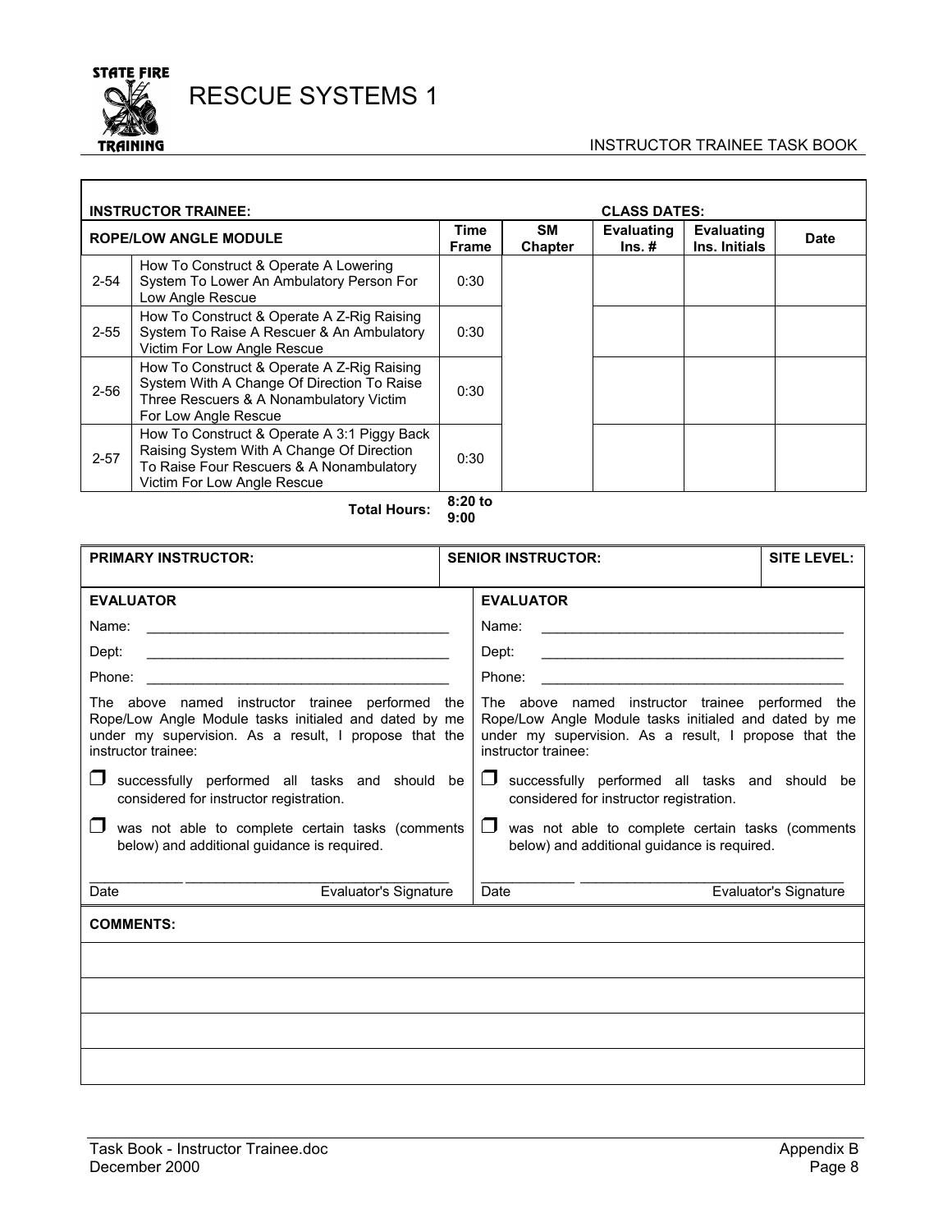# RESCUE SYSTEMS 1

INSTRUCTOR TRAINEE TASK BOOK

**INSTRUCTOR TRAINEE:** **CLASS DATES:**

| ROPE/LOW ANGLE MODULE | | Time Frame | SM Chapter | Evaluating Ins. # | Evaluating Ins. Initials | Date |
|---|---|---|---|---|---|---|
| 2-54 | How To Construct & Operate A Lowering System To Lower An Ambulatory Person For Low Angle Rescue | 0:30 | | | | |
| 2-55 | How To Construct & Operate A Z-Rig Raising System To Raise A Rescuer & An Ambulatory Victim For Low Angle Rescue | 0:30 | | | | |
| 2-56 | How To Construct & Operate A Z-Rig Raising System With A Change Of Direction To Raise Three Rescuers & A Nonambulatory Victim For Low Angle Rescue | 0:30 | | | | |
| 2-57 | How To Construct & Operate A 3:1 Piggy Back Raising System With A Change Of Direction To Raise Four Rescuers & A Nonambulatory Victim For Low Angle Rescue | 0:30 | | | | |
| | **Total Hours:** | **8:20 to 9:00** | | | | |

| PRIMARY INSTRUCTOR: | SENIOR INSTRUCTOR: | SITE LEVEL: |
|---|---|---|

**EVALUATOR**

Name: ________________________________________

Dept: ________________________________________

Phone: ________________________________________

The above named instructor trainee performed the Rope/Low Angle Module tasks initialed and dated by me under my supervision. As a result, I propose that the instructor trainee:

❒ successfully performed all tasks and should be considered for instructor registration.

❒ was not able to complete certain tasks (comments below) and additional guidance is required.

____________ ________________________________

Date Evaluator's Signature

**EVALUATOR**

Name: ________________________________________

Dept: ________________________________________

Phone: ________________________________________

The above named instructor trainee performed the Rope/Low Angle Module tasks initialed and dated by me under my supervision. As a result, I propose that the instructor trainee:

❒ successfully performed all tasks and should be considered for instructor registration.

❒ was not able to complete certain tasks (comments below) and additional guidance is required.

____________ ________________________________

Date Evaluator's Signature

**COMMENTS:**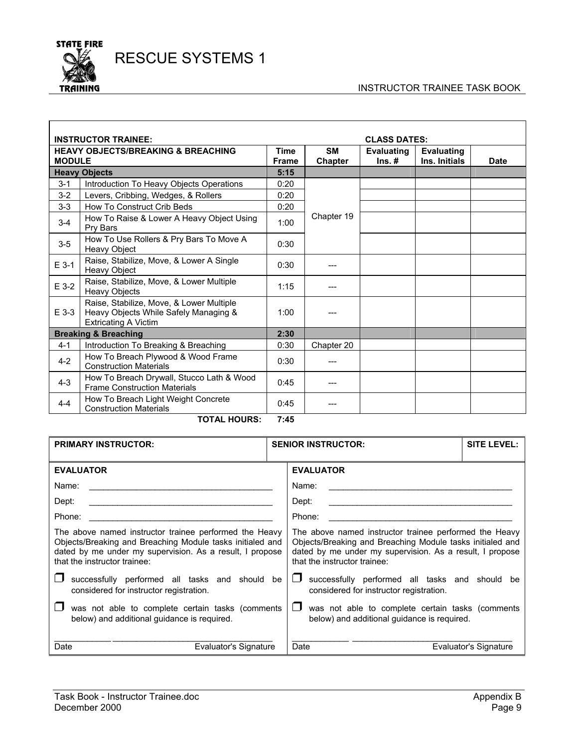# RESCUE SYSTEMS 1

INSTRUCTOR TRAINEE TASK BOOK

| **INSTRUCTOR TRAINEE:** | | | | **CLASS DATES:** | | |
|---|---|---|---|---|---|---|
| **HEAVY OBJECTS/BREAKING & BREACHING MODULE** | | **Time Frame** | **SM Chapter** | **Evaluating Ins. #** | **Evaluating Ins. Initials** | **Date** |
| **Heavy Objects** | | **5:15** | | | | |
| 3-1 | Introduction To Heavy Objects Operations | 0:20 | Chapter 19 | | | |
| 3-2 | Levers, Cribbing, Wedges, & Rollers | 0:20 | | | | |
| 3-3 | How To Construct Crib Beds | 0:20 | | | | |
| 3-4 | How To Raise & Lower A Heavy Object Using Pry Bars | 1:00 | | | | |
| 3-5 | How To Use Rollers & Pry Bars To Move A Heavy Object | 0:30 | | | | |
| E 3-1 | Raise, Stabilize, Move, & Lower A Single Heavy Object | 0:30 | --- | | | |
| E 3-2 | Raise, Stabilize, Move, & Lower Multiple Heavy Objects | 1:15 | --- | | | |
| E 3-3 | Raise, Stabilize, Move, & Lower Multiple Heavy Objects While Safely Managing & Extricating A Victim | 1:00 | --- | | | |
| **Breaking & Breaching** | | **2:30** | | | | |
| 4-1 | Introduction To Breaking & Breaching | 0:30 | Chapter 20 | | | |
| 4-2 | How To Breach Plywood & Wood Frame Construction Materials | 0:30 | --- | | | |
| 4-3 | How To Breach Drywall, Stucco Lath & Wood Frame Construction Materials | 0:45 | --- | | | |
| 4-4 | How To Breach Light Weight Concrete Construction Materials | 0:45 | --- | | | |
| | **TOTAL HOURS:** | **7:45** | | | | |

| **PRIMARY INSTRUCTOR:** | **SENIOR INSTRUCTOR:** | **SITE LEVEL:** |
|---|---|---|

**EVALUATOR**

Name: ________________________________________

Dept: ________________________________________

Phone: ________________________________________

The above named instructor trainee performed the Heavy Objects/Breaking and Breaching Module tasks initialed and dated by me under my supervision. As a result, I propose that the instructor trainee:

❒ successfully performed all tasks and should be considered for instructor registration.

❒ was not able to complete certain tasks (comments below) and additional guidance is required.

____________ ________________________________

Date Evaluator's Signature

**EVALUATOR**

Name: ________________________________________

Dept: ________________________________________

Phone: ________________________________________

The above named instructor trainee performed the Heavy Objects/Breaking and Breaching Module tasks initialed and dated by me under my supervision. As a result, I propose that the instructor trainee:

❒ successfully performed all tasks and should be considered for instructor registration.

❒ was not able to complete certain tasks (comments below) and additional guidance is required.

____________ ________________________________

Date Evaluator's Signature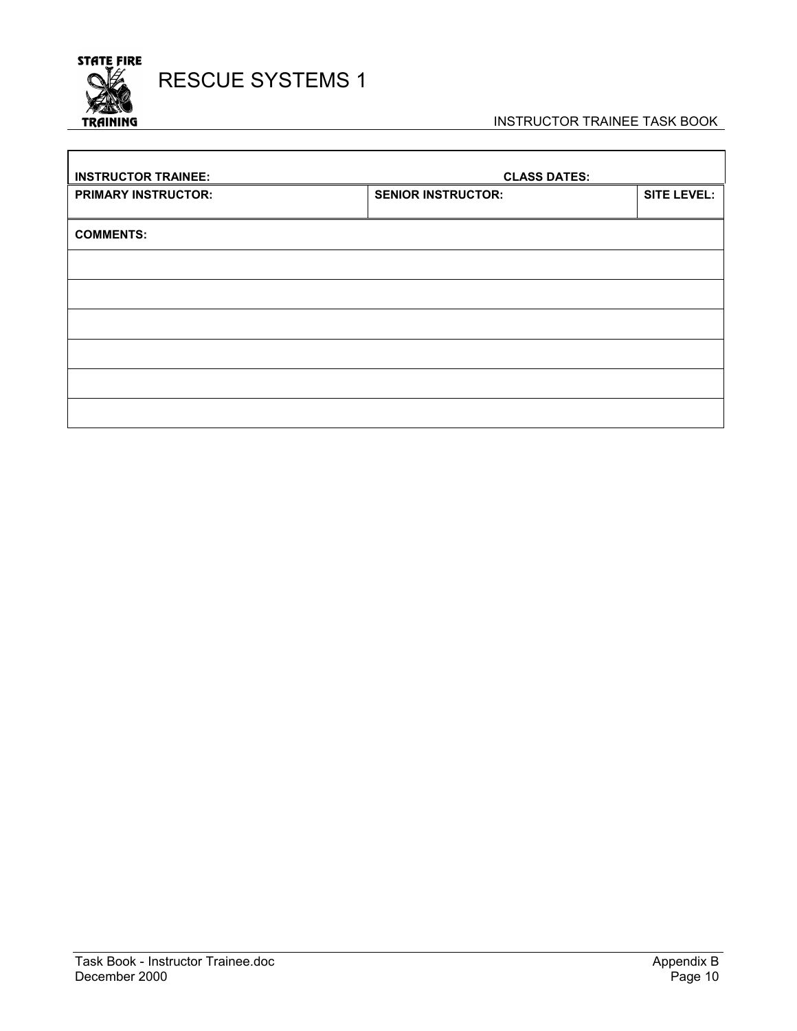# RESCUE SYSTEMS 1

INSTRUCTOR TRAINEE TASK BOOK

| **INSTRUCTOR TRAINEE:** | **CLASS DATES:** | |
|---|---|---|
| **PRIMARY INSTRUCTOR:** | **SENIOR INSTRUCTOR:** | **SITE LEVEL:** |

| **COMMENTS:** |
|---|
| |
| |
| |
| |
| |
| |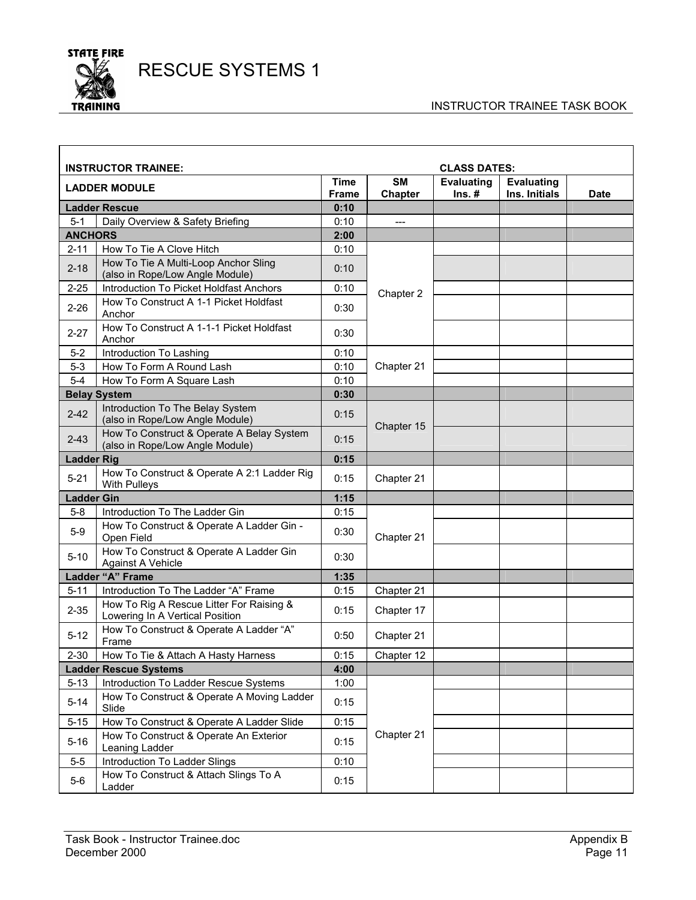# RESCUE SYSTEMS 1

INSTRUCTOR TRAINEE TASK BOOK

| **INSTRUCTOR TRAINEE:** | | | | **CLASS DATES:** | | |
|---|---|---|---|---|---|---|
| **LADDER MODULE** | | **Time Frame** | **SM Chapter** | **Evaluating Ins. #** | **Evaluating Ins. Initials** | **Date** |
| **Ladder Rescue** | | **0:10** | | | | |
| 5-1 | Daily Overview & Safety Briefing | 0:10 | --- | | | |
| **ANCHORS** | | **2:00** | | | | |
| 2-11 | How To Tie A Clove Hitch | 0:10 | Chapter 2 | | | |
| 2-18 | How To Tie A Multi-Loop Anchor Sling (also in Rope/Low Angle Module) | 0:10 | | | | |
| 2-25 | Introduction To Picket Holdfast Anchors | 0:10 | | | | |
| 2-26 | How To Construct A 1-1 Picket Holdfast Anchor | 0:30 | | | | |
| 2-27 | How To Construct A 1-1-1 Picket Holdfast Anchor | 0:30 | | | | |
| 5-2 | Introduction To Lashing | 0:10 | Chapter 21 | | | |
| 5-3 | How To Form A Round Lash | 0:10 | | | | |
| 5-4 | How To Form A Square Lash | 0:10 | | | | |
| **Belay System** | | **0:30** | | | | |
| 2-42 | Introduction To The Belay System (also in Rope/Low Angle Module) | 0:15 | Chapter 15 | | | |
| 2-43 | How To Construct & Operate A Belay System (also in Rope/Low Angle Module) | 0:15 | | | | |
| **Ladder Rig** | | **0:15** | | | | |
| 5-21 | How To Construct & Operate A 2:1 Ladder Rig With Pulleys | 0:15 | Chapter 21 | | | |
| **Ladder Gin** | | **1:15** | | | | |
| 5-8 | Introduction To The Ladder Gin | 0:15 | Chapter 21 | | | |
| 5-9 | How To Construct & Operate A Ladder Gin - Open Field | 0:30 | | | | |
| 5-10 | How To Construct & Operate A Ladder Gin Against A Vehicle | 0:30 | | | | |
| **Ladder "A" Frame** | | **1:35** | | | | |
| 5-11 | Introduction To The Ladder "A" Frame | 0:15 | Chapter 21 | | | |
| 2-35 | How To Rig A Rescue Litter For Raising & Lowering In A Vertical Position | 0:15 | Chapter 17 | | | |
| 5-12 | How To Construct & Operate A Ladder "A" Frame | 0:50 | Chapter 21 | | | |
| 2-30 | How To Tie & Attach A Hasty Harness | 0:15 | Chapter 12 | | | |
| **Ladder Rescue Systems** | | **4:00** | | | | |
| 5-13 | Introduction To Ladder Rescue Systems | 1:00 | Chapter 21 | | | |
| 5-14 | How To Construct & Operate A Moving Ladder Slide | 0:15 | | | | |
| 5-15 | How To Construct & Operate A Ladder Slide | 0:15 | | | | |
| 5-16 | How To Construct & Operate An Exterior Leaning Ladder | 0:15 | | | | |
| 5-5 | Introduction To Ladder Slings | 0:10 | | | | |
| 5-6 | How To Construct & Attach Slings To A Ladder | 0:15 | | | | |

Task Book - Instructor Trainee.doc
December 2000

Appendix B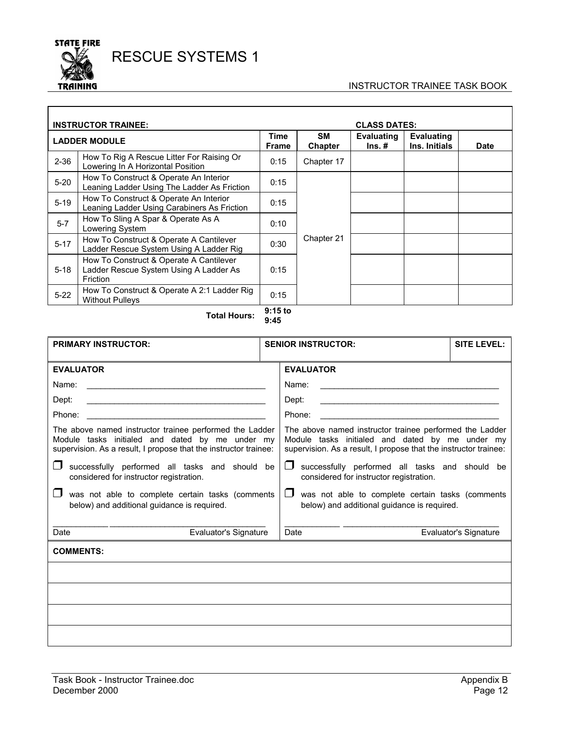# RESCUE SYSTEMS 1

INSTRUCTOR TRAINEE TASK BOOK

**INSTRUCTOR TRAINEE:** **CLASS DATES:**

| LADDER MODULE | | Time Frame | SM Chapter | Evaluating Ins. # | Evaluating Ins. Initials | Date |
|---|---|---|---|---|---|---|
| 2-36 | How To Rig A Rescue Litter For Raising Or Lowering In A Horizontal Position | 0:15 | Chapter 17 | | | |
| 5-20 | How To Construct & Operate An Interior Leaning Ladder Using The Ladder As Friction | 0:15 | Chapter 21 | | | |
| 5-19 | How To Construct & Operate An Interior Leaning Ladder Using Carabiners As Friction | 0:15 | | | | |
| 5-7 | How To Sling A Spar & Operate As A Lowering System | 0:10 | | | | |
| 5-17 | How To Construct & Operate A Cantilever Ladder Rescue System Using A Ladder Rig | 0:30 | | | | |
| 5-18 | How To Construct & Operate A Cantilever Ladder Rescue System Using A Ladder As Friction | 0:15 | | | | |
| 5-22 | How To Construct & Operate A 2:1 Ladder Rig Without Pulleys | 0:15 | | | | |
| | **Total Hours:** | **9:15 to 9:45** | | | | |

| PRIMARY INSTRUCTOR: | SENIOR INSTRUCTOR: | SITE LEVEL: |
|---|---|---|

**EVALUATOR**

Name: \_\_\_\_\_\_\_\_\_\_\_\_\_\_\_\_\_\_\_\_\_\_\_\_\_\_\_\_\_\_\_\_\_\_\_\_\_\_\_\_

Dept: \_\_\_\_\_\_\_\_\_\_\_\_\_\_\_\_\_\_\_\_\_\_\_\_\_\_\_\_\_\_\_\_\_\_\_\_\_\_\_\_

Phone: \_\_\_\_\_\_\_\_\_\_\_\_\_\_\_\_\_\_\_\_\_\_\_\_\_\_\_\_\_\_\_\_\_\_\_\_\_\_\_\_

The above named instructor trainee performed the Ladder Module tasks initialed and dated by me under my supervision. As a result, I propose that the instructor trainee:

- ❒ successfully performed all tasks and should be considered for instructor registration.
- ❒ was not able to complete certain tasks (comments below) and additional guidance is required.

\_\_\_\_\_\_\_\_\_\_\_\_ \_\_\_\_\_\_\_\_\_\_\_\_\_\_\_\_\_\_\_\_\_\_\_\_\_\_\_\_\_\_\_\_\_\_\_\_

Date Evaluator's Signature

**EVALUATOR**

Name: \_\_\_\_\_\_\_\_\_\_\_\_\_\_\_\_\_\_\_\_\_\_\_\_\_\_\_\_\_\_\_\_\_\_\_\_\_\_\_\_

Dept: \_\_\_\_\_\_\_\_\_\_\_\_\_\_\_\_\_\_\_\_\_\_\_\_\_\_\_\_\_\_\_\_\_\_\_\_\_\_\_\_

Phone: \_\_\_\_\_\_\_\_\_\_\_\_\_\_\_\_\_\_\_\_\_\_\_\_\_\_\_\_\_\_\_\_\_\_\_\_\_\_\_\_

The above named instructor trainee performed the Ladder Module tasks initialed and dated by me under my supervision. As a result, I propose that the instructor trainee:

- ❒ successfully performed all tasks and should be considered for instructor registration.
- ❒ was not able to complete certain tasks (comments below) and additional guidance is required.

\_\_\_\_\_\_\_\_\_\_\_\_ \_\_\_\_\_\_\_\_\_\_\_\_\_\_\_\_\_\_\_\_\_\_\_\_\_\_\_\_\_\_\_\_\_\_\_\_

Date Evaluator's Signature

**COMMENTS:**

Task Book - Instructor Trainee.doc
December 2000

Appendix B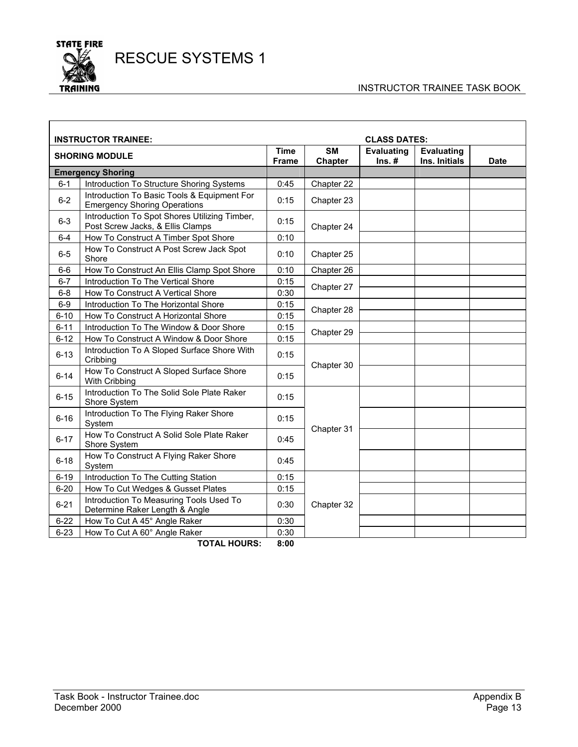# RESCUE SYSTEMS 1

INSTRUCTOR TRAINEE TASK BOOK

**INSTRUCTOR TRAINEE:** **CLASS DATES:**

| SHORING MODULE | | Time Frame | SM Chapter | Evaluating Ins. # | Evaluating Ins. Initials | Date |
|---|---|---|---|---|---|---|
| **Emergency Shoring** | | | | | | |
| 6-1 | Introduction To Structure Shoring Systems | 0:45 | Chapter 22 | | | |
| 6-2 | Introduction To Basic Tools & Equipment For Emergency Shoring Operations | 0:15 | Chapter 23 | | | |
| 6-3 | Introduction To Spot Shores Utilizing Timber, Post Screw Jacks, & Ellis Clamps | 0:15 | Chapter 24 | | | |
| 6-4 | How To Construct A Timber Spot Shore | 0:10 | | | | |
| 6-5 | How To Construct A Post Screw Jack Spot Shore | 0:10 | Chapter 25 | | | |
| 6-6 | How To Construct An Ellis Clamp Spot Shore | 0:10 | Chapter 26 | | | |
| 6-7 | Introduction To The Vertical Shore | 0:15 | Chapter 27 | | | |
| 6-8 | How To Construct A Vertical Shore | 0:30 | | | | |
| 6-9 | Introduction To The Horizontal Shore | 0:15 | Chapter 28 | | | |
| 6-10 | How To Construct A Horizontal Shore | 0:15 | | | | |
| 6-11 | Introduction To The Window & Door Shore | 0:15 | Chapter 29 | | | |
| 6-12 | How To Construct A Window & Door Shore | 0:15 | | | | |
| 6-13 | Introduction To A Sloped Surface Shore With Cribbing | 0:15 | Chapter 30 | | | |
| 6-14 | How To Construct A Sloped Surface Shore With Cribbing | 0:15 | | | | |
| 6-15 | Introduction To The Solid Sole Plate Raker Shore System | 0:15 | Chapter 31 | | | |
| 6-16 | Introduction To The Flying Raker Shore System | 0:15 | | | | |
| 6-17 | How To Construct A Solid Sole Plate Raker Shore System | 0:45 | | | | |
| 6-18 | How To Construct A Flying Raker Shore System | 0:45 | | | | |
| 6-19 | Introduction To The Cutting Station | 0:15 | Chapter 32 | | | |
| 6-20 | How To Cut Wedges & Gusset Plates | 0:15 | | | | |
| 6-21 | Introduction To Measuring Tools Used To Determine Raker Length & Angle | 0:30 | | | | |
| 6-22 | How To Cut A 45° Angle Raker | 0:30 | | | | |
| 6-23 | How To Cut A 60° Angle Raker | 0:30 | | | | |
| | **TOTAL HOURS:** | **8:00** | | | | |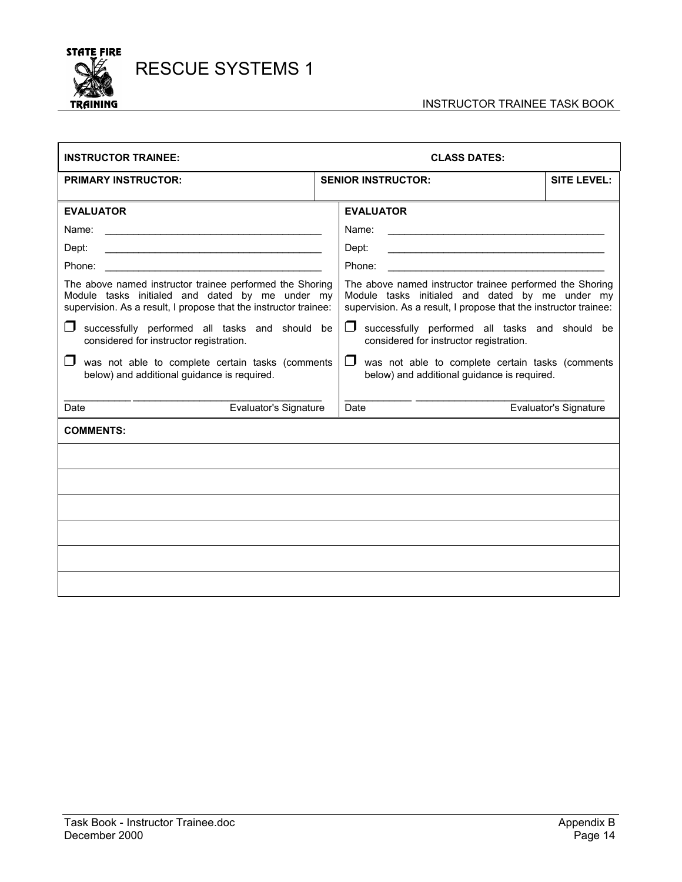# RESCUE SYSTEMS 1

INSTRUCTOR TRAINEE TASK BOOK

| | | |
|---|---|---|
| **INSTRUCTOR TRAINEE:** | **CLASS DATES:** | |
| **PRIMARY INSTRUCTOR:** | **SENIOR INSTRUCTOR:** | **SITE LEVEL:** |

| | |
|---|---|
| **EVALUATOR** | **EVALUATOR** |
| Name: ________________________________ | Name: ________________________________ |
| Dept: ________________________________ | Dept: ________________________________ |
| Phone: ________________________________ | Phone: ________________________________ |
| The above named instructor trainee performed the Shoring Module tasks initialed and dated by me under my supervision. As a result, I propose that the instructor trainee: | The above named instructor trainee performed the Shoring Module tasks initialed and dated by me under my supervision. As a result, I propose that the instructor trainee: |
| ❒ successfully performed all tasks and should be considered for instructor registration. | ❒ successfully performed all tasks and should be considered for instructor registration. |
| ❒ was not able to complete certain tasks (comments below) and additional guidance is required. | ❒ was not able to complete certain tasks (comments below) and additional guidance is required. |
| ___________ ______________________________ | ___________ ______________________________ |
| Date Evaluator's Signature | Date Evaluator's Signature |

| **COMMENTS:** |
|---|
| |
| |
| |
| |
| |
| |

Task Book - Instructor Trainee.doc
December 2000

Appendix B